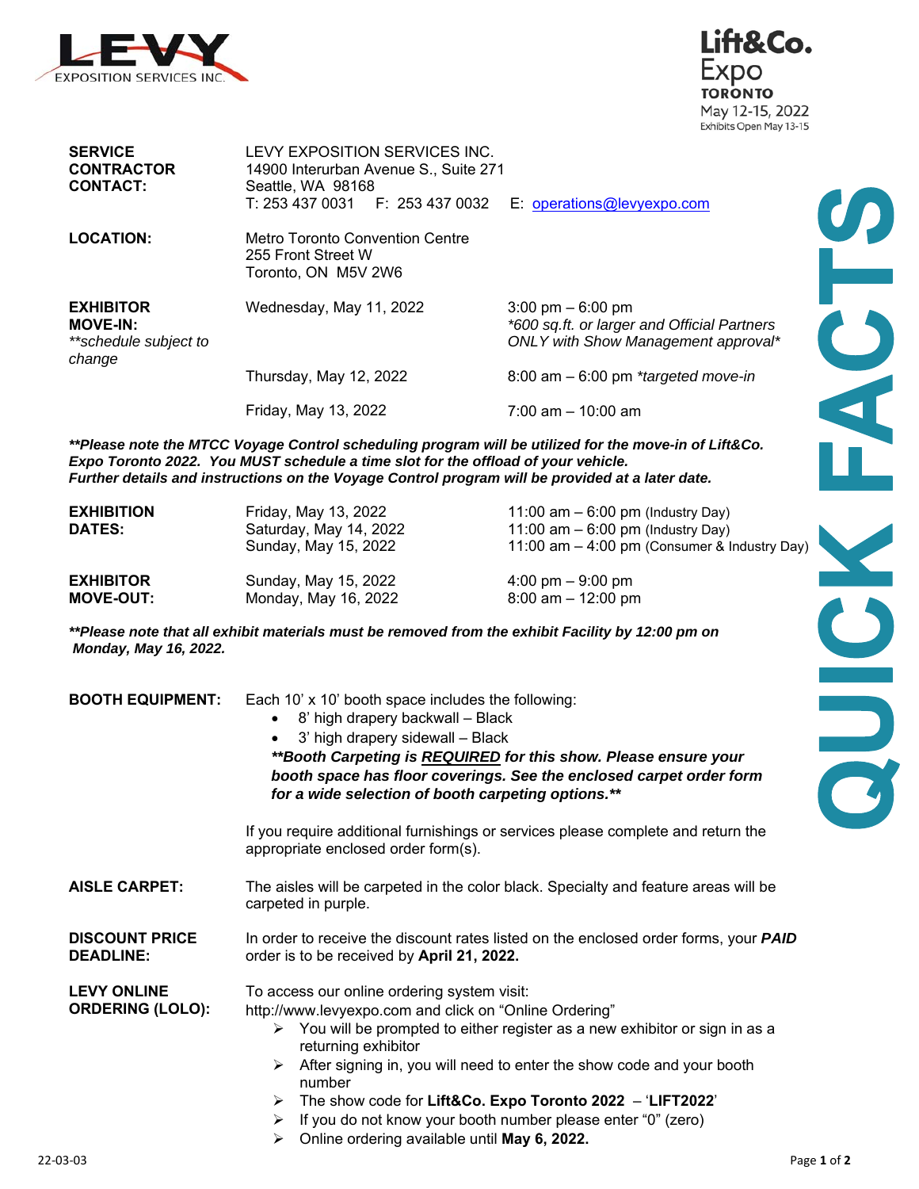LEVY EXPOSITION SERVICES INC.

Lift&Co. Expo
TORONTO
May 12-15, 2022
Exhibits Open May 13-15

# QUICK FACTS

| | | |
|---|---|---|
| **SERVICE CONTRACTOR CONTACT:** | LEVY EXPOSITION SERVICES INC.<br>14900 Interurban Avenue S., Suite 271<br>Seattle, WA 98168<br>T: 253 437 0031 F: 253 437 0032 | E: operations@levyexpo.com |
| **LOCATION:** | Metro Toronto Convention Centre<br>255 Front Street W<br>Toronto, ON M5V 2W6 | |
| **EXHIBITOR MOVE-IN:**<br>*\*\*schedule subject to change* | Wednesday, May 11, 2022 | 3:00 pm – 6:00 pm<br>*\*600 sq.ft. or larger and Official Partners ONLY with Show Management approval\** |
| | Thursday, May 12, 2022 | 8:00 am – 6:00 pm *\*targeted move-in* |
| | Friday, May 13, 2022 | 7:00 am – 10:00 am |

***\*\*Please note the MTCC Voyage Control scheduling program will be utilized for the move-in of Lift&Co. Expo Toronto 2022. You MUST schedule a time slot for the offload of your vehicle. Further details and instructions on the Voyage Control program will be provided at a later date.***

| | | |
|---|---|---|
| **EXHIBITION DATES:** | Friday, May 13, 2022 | 11:00 am – 6:00 pm (Industry Day) |
| | Saturday, May 14, 2022 | 11:00 am – 6:00 pm (Industry Day) |
| | Sunday, May 15, 2022 | 11:00 am – 4:00 pm (Consumer & Industry Day) |
| **EXHIBITOR MOVE-OUT:** | Sunday, May 15, 2022 | 4:00 pm – 9:00 pm |
| | Monday, May 16, 2022 | 8:00 am – 12:00 pm |

***\*\*Please note that all exhibit materials must be removed from the exhibit Facility by 12:00 pm on Monday, May 16, 2022.***

**BOOTH EQUIPMENT:** Each 10' x 10' booth space includes the following:

- 8' high drapery backwall – Black
- 3' high drapery sidewall – Black

***\*\*Booth Carpeting is REQUIRED for this show. Please ensure your booth space has floor coverings. See the enclosed carpet order form for a wide selection of booth carpeting options.\*\****

If you require additional furnishings or services please complete and return the appropriate enclosed order form(s).

**AISLE CARPET:** The aisles will be carpeted in the color black. Specialty and feature areas will be carpeted in purple.

**DISCOUNT PRICE DEADLINE:** In order to receive the discount rates listed on the enclosed order forms, your ***PAID*** order is to be received by **April 21, 2022.**

**LEVY ONLINE ORDERING (LOLO):** To access our online ordering system visit: http://www.levyexpo.com and click on "Online Ordering"

- You will be prompted to either register as a new exhibitor or sign in as a returning exhibitor
- After signing in, you will need to enter the show code and your booth number
- The show code for **Lift&Co. Expo Toronto 2022** – '**LIFT2022**'
- If you do not know your booth number please enter "0" (zero)
- Online ordering available until **May 6, 2022.**

22-03-03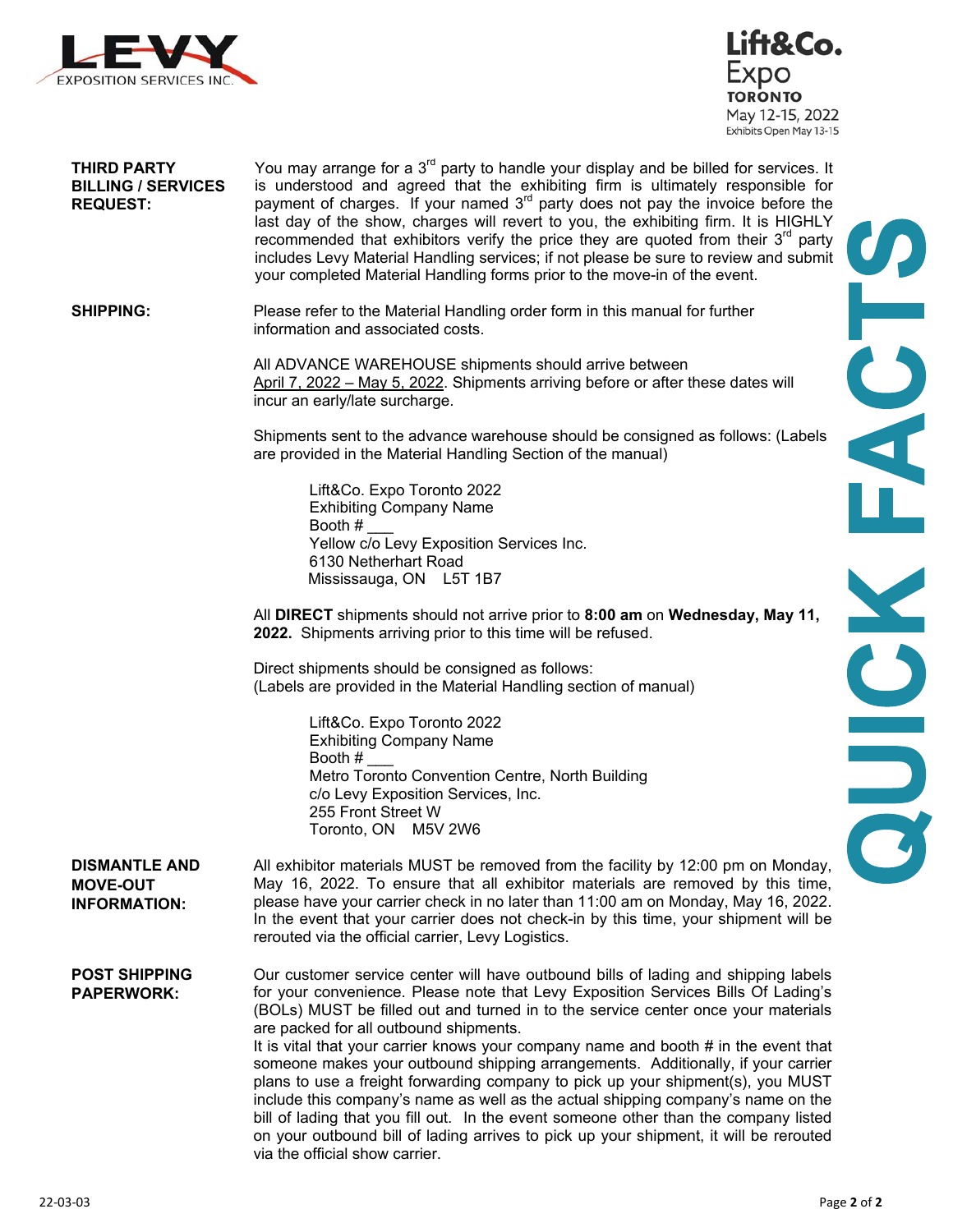**THIRD PARTY BILLING / SERVICES REQUEST:**

You may arrange for a 3rd party to handle your display and be billed for services. It is understood and agreed that the exhibiting firm is ultimately responsible for payment of charges. If your named 3rd party does not pay the invoice before the last day of the show, charges will revert to you, the exhibiting firm. It is HIGHLY recommended that exhibitors verify the price they are quoted from their 3rd party includes Levy Material Handling services; if not please be sure to review and submit your completed Material Handling forms prior to the move-in of the event.

**SHIPPING:**

Please refer to the Material Handling order form in this manual for further information and associated costs.

All ADVANCE WAREHOUSE shipments should arrive between April 7, 2022 – May 5, 2022. Shipments arriving before or after these dates will incur an early/late surcharge.

Shipments sent to the advance warehouse should be consigned as follows: (Labels are provided in the Material Handling Section of the manual)

> Lift&Co. Expo Toronto 2022
> Exhibiting Company Name
> Booth # ___
> Yellow c/o Levy Exposition Services Inc.
> 6130 Netherhart Road
> Mississauga, ON L5T 1B7

All **DIRECT** shipments should not arrive prior to **8:00 am** on **Wednesday, May 11, 2022.** Shipments arriving prior to this time will be refused.

Direct shipments should be consigned as follows:
(Labels are provided in the Material Handling section of manual)

> Lift&Co. Expo Toronto 2022
> Exhibiting Company Name
> Booth # ___
> Metro Toronto Convention Centre, North Building
> c/o Levy Exposition Services, Inc.
> 255 Front Street W
> Toronto, ON M5V 2W6

**DISMANTLE AND MOVE-OUT INFORMATION:**

All exhibitor materials MUST be removed from the facility by 12:00 pm on Monday, May 16, 2022. To ensure that all exhibitor materials are removed by this time, please have your carrier check in no later than 11:00 am on Monday, May 16, 2022. In the event that your carrier does not check-in by this time, your shipment will be rerouted via the official carrier, Levy Logistics.

**POST SHIPPING PAPERWORK:**

Our customer service center will have outbound bills of lading and shipping labels for your convenience. Please note that Levy Exposition Services Bills Of Lading's (BOLs) MUST be filled out and turned in to the service center once your materials are packed for all outbound shipments.
It is vital that your carrier knows your company name and booth # in the event that someone makes your outbound shipping arrangements. Additionally, if your carrier plans to use a freight forwarding company to pick up your shipment(s), you MUST include this company's name as well as the actual shipping company's name on the bill of lading that you fill out. In the event someone other than the company listed on your outbound bill of lading arrives to pick up your shipment, it will be rerouted via the official show carrier.